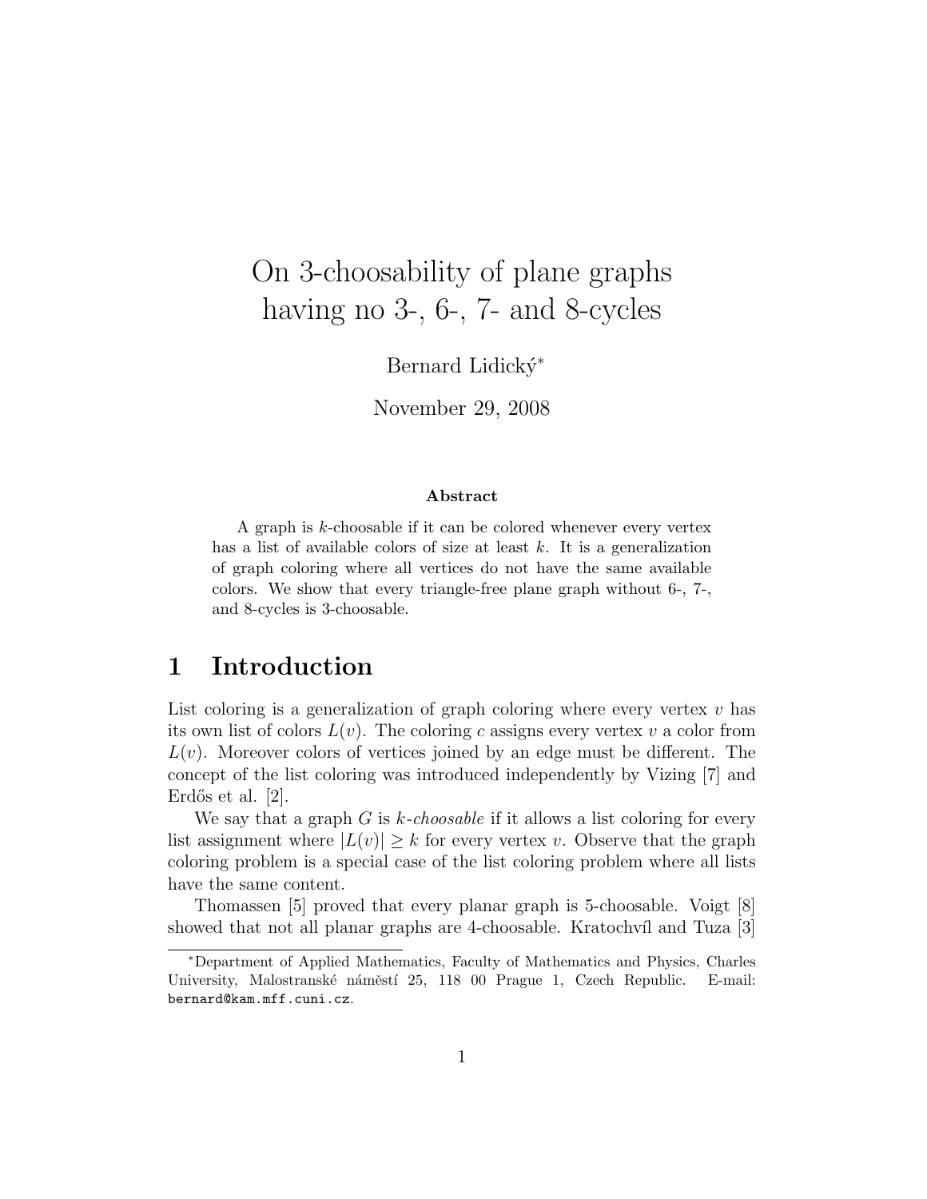# On 3-choosability of plane graphs having no 3-, 6-, 7- and 8-cycles

Bernard Lidický*

November 29, 2008

### Abstract

A graph is $k$-choosable if it can be colored whenever every vertex has a list of available colors of size at least $k$. It is a generalization of graph coloring where all vertices do not have the same available colors. We show that every triangle-free plane graph without 6-, 7-, and 8-cycles is 3-choosable.

## 1 Introduction

List coloring is a generalization of graph coloring where every vertex $v$ has its own list of colors $L(v)$. The coloring $c$ assigns every vertex $v$ a color from $L(v)$. Moreover colors of vertices joined by an edge must be different. The concept of the list coloring was introduced independently by Vizing [7] and Erdős et al. [2].

We say that a graph $G$ is *$k$-choosable* if it allows a list coloring for every list assignment where $|L(v)| \geq k$ for every vertex $v$. Observe that the graph coloring problem is a special case of the list coloring problem where all lists have the same content.

Thomassen [5] proved that every planar graph is 5-choosable. Voigt [8] showed that not all planar graphs are 4-choosable. Kratochvíl and Tuza [3]

---

*Department of Applied Mathematics, Faculty of Mathematics and Physics, Charles University, Malostranské náměstí 25, 118 00 Prague 1, Czech Republic. E-mail: `bernard@kam.mff.cuni.cz`.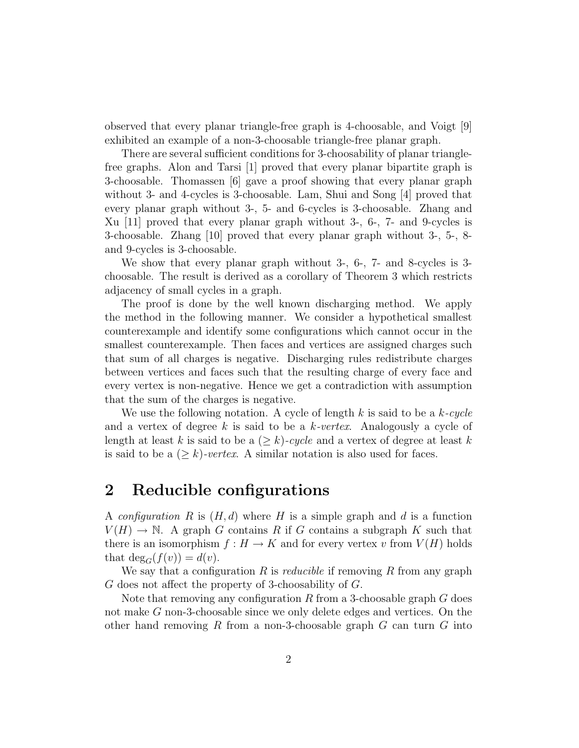observed that every planar triangle-free graph is 4-choosable, and Voigt [9] exhibited an example of a non-3-choosable triangle-free planar graph.

There are several sufficient conditions for 3-choosability of planar triangle-free graphs. Alon and Tarsi [1] proved that every planar bipartite graph is 3-choosable. Thomassen [6] gave a proof showing that every planar graph without 3- and 4-cycles is 3-choosable. Lam, Shui and Song [4] proved that every planar graph without 3-, 5- and 6-cycles is 3-choosable. Zhang and Xu [11] proved that every planar graph without 3-, 6-, 7- and 9-cycles is 3-choosable. Zhang [10] proved that every planar graph without 3-, 5-, 8- and 9-cycles is 3-choosable.

We show that every planar graph without 3-, 6-, 7- and 8-cycles is 3-choosable. The result is derived as a corollary of Theorem 3 which restricts adjacency of small cycles in a graph.

The proof is done by the well known discharging method. We apply the method in the following manner. We consider a hypothetical smallest counterexample and identify some configurations which cannot occur in the smallest counterexample. Then faces and vertices are assigned charges such that sum of all charges is negative. Discharging rules redistribute charges between vertices and faces such that the resulting charge of every face and every vertex is non-negative. Hence we get a contradiction with assumption that the sum of the charges is negative.

We use the following notation. A cycle of length $k$ is said to be a $k$-*cycle* and a vertex of degree $k$ is said to be a $k$-*vertex*. Analogously a cycle of length at least $k$ is said to be a $(\geq k)$-*cycle* and a vertex of degree at least $k$ is said to be a $(\geq k)$-*vertex*. A similar notation is also used for faces.

## 2 Reducible configurations

A *configuration* $R$ is $(H, d)$ where $H$ is a simple graph and $d$ is a function $V(H) \to \mathbb{N}$. A graph $G$ contains $R$ if $G$ contains a subgraph $K$ such that there is an isomorphism $f : H \to K$ and for every vertex $v$ from $V(H)$ holds that $\deg_G(f(v)) = d(v)$.

We say that a configuration $R$ is *reducible* if removing $R$ from any graph $G$ does not affect the property of 3-choosability of $G$.

Note that removing any configuration $R$ from a 3-choosable graph $G$ does not make $G$ non-3-choosable since we only delete edges and vertices. On the other hand removing $R$ from a non-3-choosable graph $G$ can turn $G$ into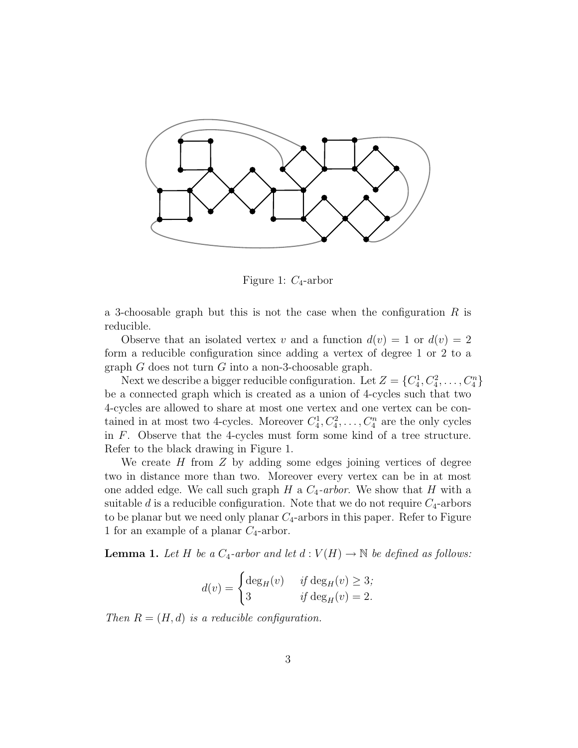Figure 1: $C_4$-arbor

a 3-choosable graph but this is not the case when the configuration $R$ is reducible.

Observe that an isolated vertex $v$ and a function $d(v) = 1$ or $d(v) = 2$ form a reducible configuration since adding a vertex of degree 1 or 2 to a graph $G$ does not turn $G$ into a non-3-choosable graph.

Next we describe a bigger reducible configuration. Let $Z = \{C_4^1, C_4^2, \ldots, C_4^n\}$ be a connected graph which is created as a union of 4-cycles such that two 4-cycles are allowed to share at most one vertex and one vertex can be contained in at most two 4-cycles. Moreover $C_4^1, C_4^2, \ldots, C_4^n$ are the only cycles in $F$. Observe that the 4-cycles must form some kind of a tree structure. Refer to the black drawing in Figure 1.

We create $H$ from $Z$ by adding some edges joining vertices of degree two in distance more than two. Moreover every vertex can be in at most one added edge. We call such graph $H$ a *$C_4$-arbor*. We show that $H$ with a suitable $d$ is a reducible configuration. Note that we do not require $C_4$-arbors to be planar but we need only planar $C_4$-arbors in this paper. Refer to Figure 1 for an example of a planar $C_4$-arbor.

**Lemma 1.** *Let $H$ be a $C_4$-arbor and let $d : V(H) \to \mathbb{N}$ be defined as follows:*

$$d(v) = \begin{cases} \deg_H(v) & \text{if } \deg_H(v) \geq 3; \\ 3 & \text{if } \deg_H(v) = 2. \end{cases}$$

*Then $R = (H, d)$ is a reducible configuration.*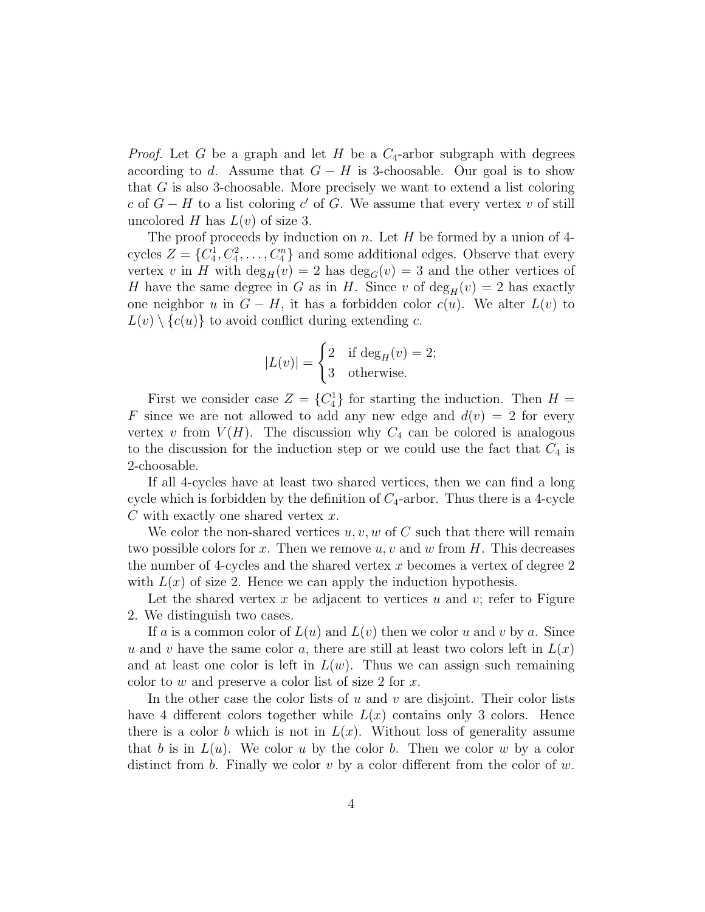*Proof.* Let $G$ be a graph and let $H$ be a $C_4$-arbor subgraph with degrees according to $d$. Assume that $G - H$ is 3-choosable. Our goal is to show that $G$ is also 3-choosable. More precisely we want to extend a list coloring $c$ of $G - H$ to a list coloring $c'$ of $G$. We assume that every vertex $v$ of still uncolored $H$ has $L(v)$ of size 3.

The proof proceeds by induction on $n$. Let $H$ be formed by a union of 4-cycles $Z = \{C_4^1, C_4^2, \ldots, C_4^n\}$ and some additional edges. Observe that every vertex $v$ in $H$ with $\deg_H(v) = 2$ has $\deg_G(v) = 3$ and the other vertices of $H$ have the same degree in $G$ as in $H$. Since $v$ of $\deg_H(v) = 2$ has exactly one neighbor $u$ in $G - H$, it has a forbidden color $c(u)$. We alter $L(v)$ to $L(v) \setminus \{c(u)\}$ to avoid conflict during extending $c$.

$$|L(v)| = \begin{cases} 2 & \text{if } \deg_H(v) = 2; \\ 3 & \text{otherwise.} \end{cases}$$

First we consider case $Z = \{C_4^1\}$ for starting the induction. Then $H = F$ since we are not allowed to add any new edge and $d(v) = 2$ for every vertex $v$ from $V(H)$. The discussion why $C_4$ can be colored is analogous to the discussion for the induction step or we could use the fact that $C_4$ is 2-choosable.

If all 4-cycles have at least two shared vertices, then we can find a long cycle which is forbidden by the definition of $C_4$-arbor. Thus there is a 4-cycle $C$ with exactly one shared vertex $x$.

We color the non-shared vertices $u, v, w$ of $C$ such that there will remain two possible colors for $x$. Then we remove $u, v$ and $w$ from $H$. This decreases the number of 4-cycles and the shared vertex $x$ becomes a vertex of degree 2 with $L(x)$ of size 2. Hence we can apply the induction hypothesis.

Let the shared vertex $x$ be adjacent to vertices $u$ and $v$; refer to Figure 2. We distinguish two cases.

If $a$ is a common color of $L(u)$ and $L(v)$ then we color $u$ and $v$ by $a$. Since $u$ and $v$ have the same color $a$, there are still at least two colors left in $L(x)$ and at least one color is left in $L(w)$. Thus we can assign such remaining color to $w$ and preserve a color list of size 2 for $x$.

In the other case the color lists of $u$ and $v$ are disjoint. Their color lists have 4 different colors together while $L(x)$ contains only 3 colors. Hence there is a color $b$ which is not in $L(x)$. Without loss of generality assume that $b$ is in $L(u)$. We color $u$ by the color $b$. Then we color $w$ by a color distinct from $b$. Finally we color $v$ by a color different from the color of $w$.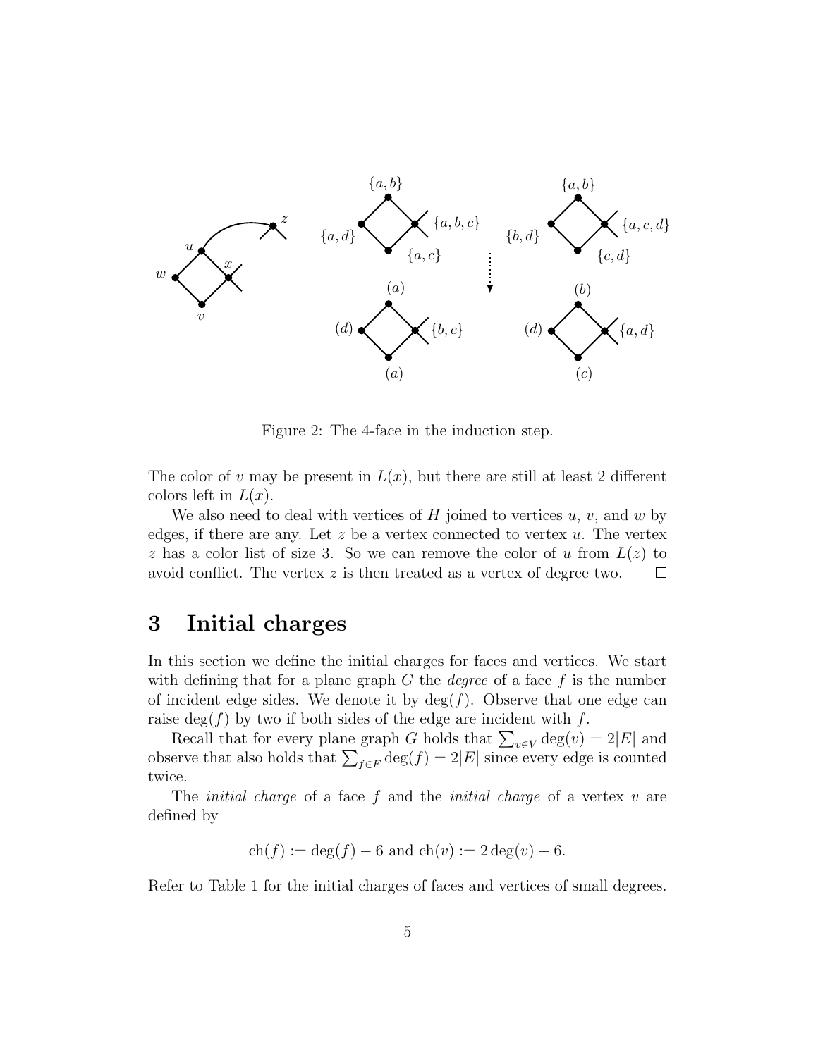Figure 2: The 4-face in the induction step.

The color of $v$ may be present in $L(x)$, but there are still at least 2 different colors left in $L(x)$.

We also need to deal with vertices of $H$ joined to vertices $u$, $v$, and $w$ by edges, if there are any. Let $z$ be a vertex connected to vertex $u$. The vertex $z$ has a color list of size 3. So we can remove the color of $u$ from $L(z)$ to avoid conflict. The vertex $z$ is then treated as a vertex of degree two. $\square$

## 3 Initial charges

In this section we define the initial charges for faces and vertices. We start with defining that for a plane graph $G$ the *degree* of a face $f$ is the number of incident edge sides. We denote it by $\deg(f)$. Observe that one edge can raise $\deg(f)$ by two if both sides of the edge are incident with $f$.

Recall that for every plane graph $G$ holds that $\sum_{v \in V} \deg(v) = 2|E|$ and observe that also holds that $\sum_{f \in F} \deg(f) = 2|E|$ since every edge is counted twice.

The *initial charge* of a face $f$ and the *initial charge* of a vertex $v$ are defined by

$$\mathrm{ch}(f) := \deg(f) - 6 \text{ and } \mathrm{ch}(v) := 2\deg(v) - 6.$$

Refer to Table 1 for the initial charges of faces and vertices of small degrees.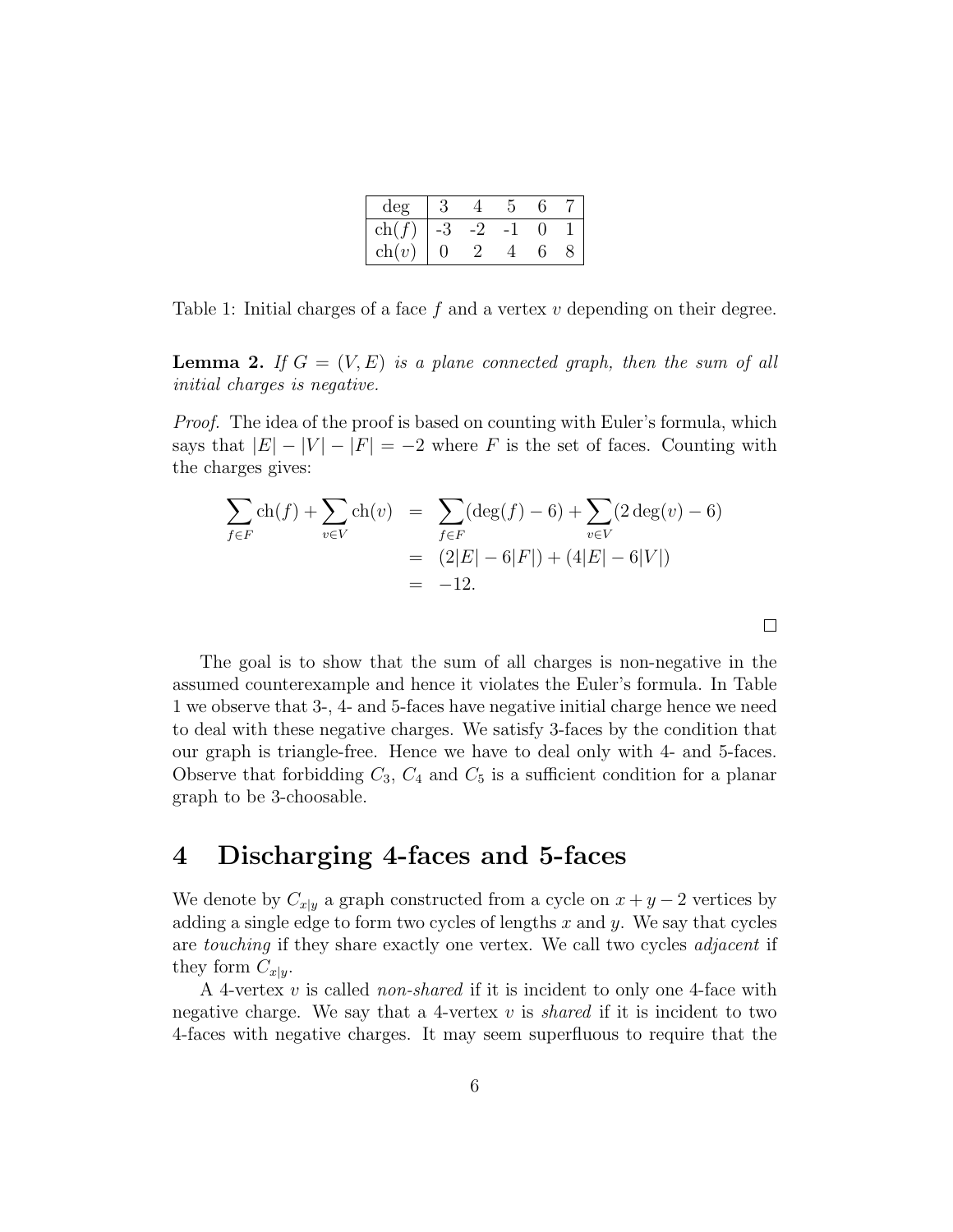| deg | 3 | 4 | 5 | 6 | 7 |
|---|---|---|---|---|---|
| ch($f$) | -3 | -2 | -1 | 0 | 1 |
| ch($v$) | 0 | 2 | 4 | 6 | 8 |

Table 1: Initial charges of a face $f$ and a vertex $v$ depending on their degree.

**Lemma 2.** *If $G = (V, E)$ is a plane connected graph, then the sum of all initial charges is negative.*

*Proof.* The idea of the proof is based on counting with Euler's formula, which says that $|E| - |V| - |F| = -2$ where $F$ is the set of faces. Counting with the charges gives:

$$
\begin{aligned}
\sum_{f \in F} \mathrm{ch}(f) + \sum_{v \in V} \mathrm{ch}(v) &= \sum_{f \in F} (\deg(f) - 6) + \sum_{v \in V} (2\deg(v) - 6) \\
&= (2|E| - 6|F|) + (4|E| - 6|V|) \\
&= -12.
\end{aligned}
$$

□

The goal is to show that the sum of all charges is non-negative in the assumed counterexample and hence it violates the Euler's formula. In Table 1 we observe that 3-, 4- and 5-faces have negative initial charge hence we need to deal with these negative charges. We satisfy 3-faces by the condition that our graph is triangle-free. Hence we have to deal only with 4- and 5-faces. Observe that forbidding $C_3$, $C_4$ and $C_5$ is a sufficient condition for a planar graph to be 3-choosable.

# 4 Discharging 4-faces and 5-faces

We denote by $C_{x|y}$ a graph constructed from a cycle on $x + y - 2$ vertices by adding a single edge to form two cycles of lengths $x$ and $y$. We say that cycles are *touching* if they share exactly one vertex. We call two cycles *adjacent* if they form $C_{x|y}$.

A 4-vertex $v$ is called *non-shared* if it is incident to only one 4-face with negative charge. We say that a 4-vertex $v$ is *shared* if it is incident to two 4-faces with negative charges. It may seem superfluous to require that the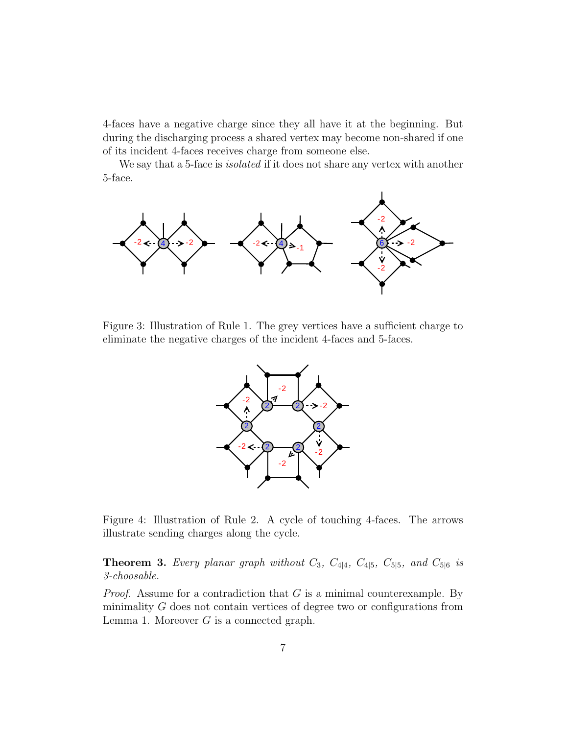4-faces have a negative charge since they all have it at the beginning. But during the discharging process a shared vertex may become non-shared if one of its incident 4-faces receives charge from someone else.

We say that a 5-face is *isolated* if it does not share any vertex with another 5-face.

Figure 3: Illustration of Rule 1. The grey vertices have a sufficient charge to eliminate the negative charges of the incident 4-faces and 5-faces.

Figure 4: Illustration of Rule 2. A cycle of touching 4-faces. The arrows illustrate sending charges along the cycle.

**Theorem 3.** *Every planar graph without $C_3$, $C_{4|4}$, $C_{4|5}$, $C_{5|5}$, and $C_{5|6}$ is 3-choosable.*

*Proof.* Assume for a contradiction that $G$ is a minimal counterexample. By minimality $G$ does not contain vertices of degree two or configurations from Lemma 1. Moreover $G$ is a connected graph.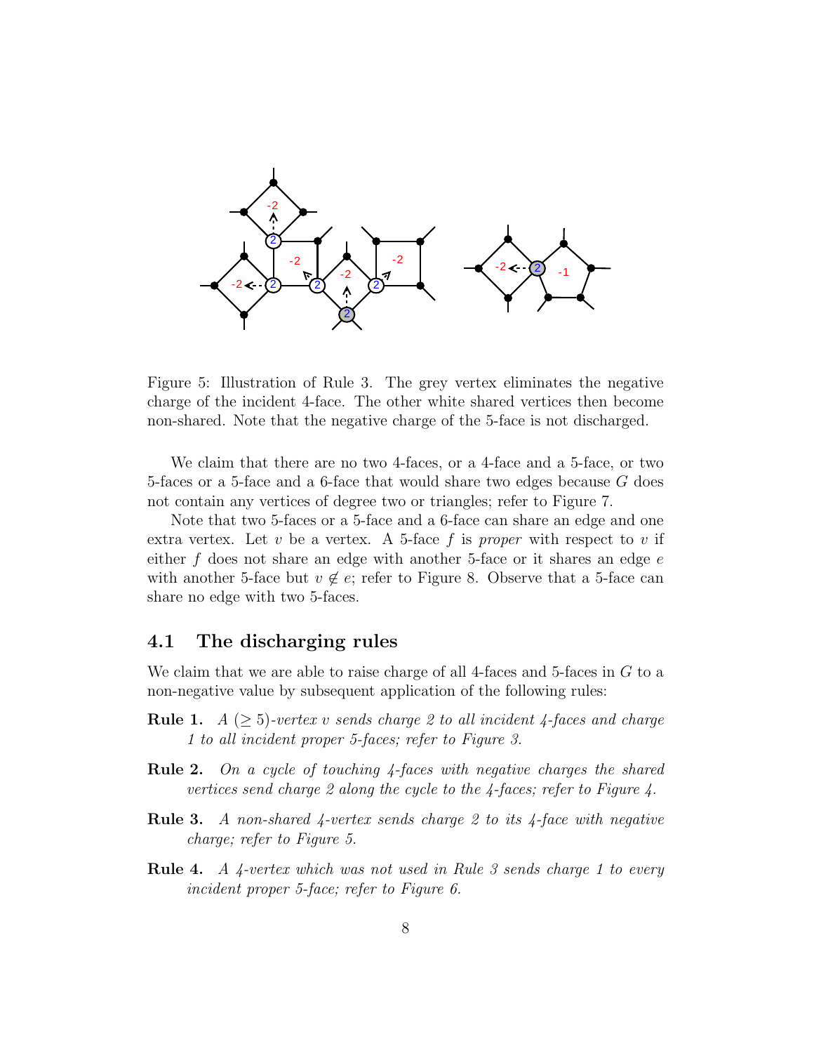Figure 5: Illustration of Rule 3. The grey vertex eliminates the negative charge of the incident 4-face. The other white shared vertices then become non-shared. Note that the negative charge of the 5-face is not discharged.

We claim that there are no two 4-faces, or a 4-face and a 5-face, or two 5-faces or a 5-face and a 6-face that would share two edges because $G$ does not contain any vertices of degree two or triangles; refer to Figure 7.

Note that two 5-faces or a 5-face and a 6-face can share an edge and one extra vertex. Let $v$ be a vertex. A 5-face $f$ is *proper* with respect to $v$ if either $f$ does not share an edge with another 5-face or it shares an edge $e$ with another 5-face but $v \notin e$; refer to Figure 8. Observe that a 5-face can share no edge with two 5-faces.

## 4.1 The discharging rules

We claim that we are able to raise charge of all 4-faces and 5-faces in $G$ to a non-negative value by subsequent application of the following rules:

**Rule 1.** *A ($\geq 5$)-vertex $v$ sends charge 2 to all incident 4-faces and charge 1 to all incident proper 5-faces; refer to Figure 3.*

**Rule 2.** *On a cycle of touching 4-faces with negative charges the shared vertices send charge 2 along the cycle to the 4-faces; refer to Figure 4.*

**Rule 3.** *A non-shared 4-vertex sends charge 2 to its 4-face with negative charge; refer to Figure 5.*

**Rule 4.** *A 4-vertex which was not used in Rule 3 sends charge 1 to every incident proper 5-face; refer to Figure 6.*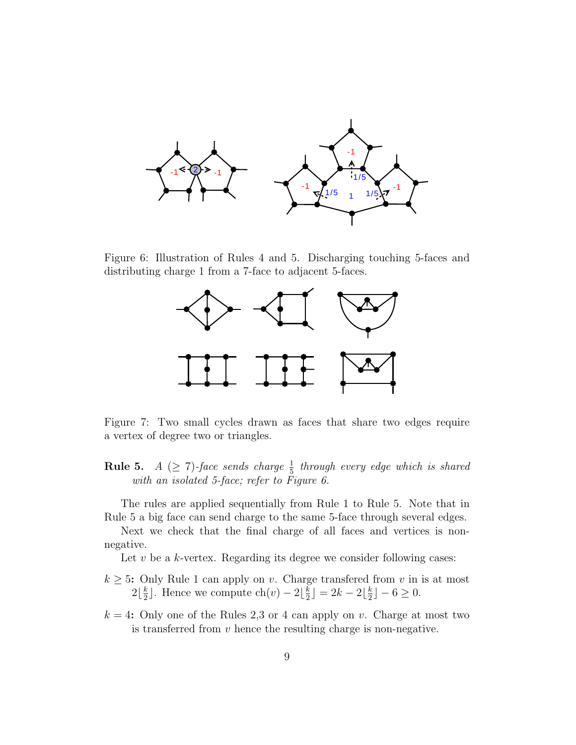Figure 6: Illustration of Rules 4 and 5. Discharging touching 5-faces and distributing charge 1 from a 7-face to adjacent 5-faces.

Figure 7: Two small cycles drawn as faces that share two edges require a vertex of degree two or triangles.

**Rule 5.** *A ($\geq 7$)-face sends charge $\frac{1}{5}$ through every edge which is shared with an isolated 5-face; refer to Figure 6.*

The rules are applied sequentially from Rule 1 to Rule 5. Note that in Rule 5 a big face can send charge to the same 5-face through several edges.

Next we check that the final charge of all faces and vertices is non-negative.

Let $v$ be a $k$-vertex. Regarding its degree we consider following cases:

- **$k \geq 5$:** Only Rule 1 can apply on $v$. Charge transfered from $v$ in is at most $2\lfloor \frac{k}{2} \rfloor$. Hence we compute $\mathrm{ch}(v) - 2\lfloor \frac{k}{2} \rfloor = 2k - 2\lfloor \frac{k}{2} \rfloor - 6 \geq 0$.
- **$k = 4$:** Only one of the Rules 2,3 or 4 can apply on $v$. Charge at most two is transferred from $v$ hence the resulting charge is non-negative.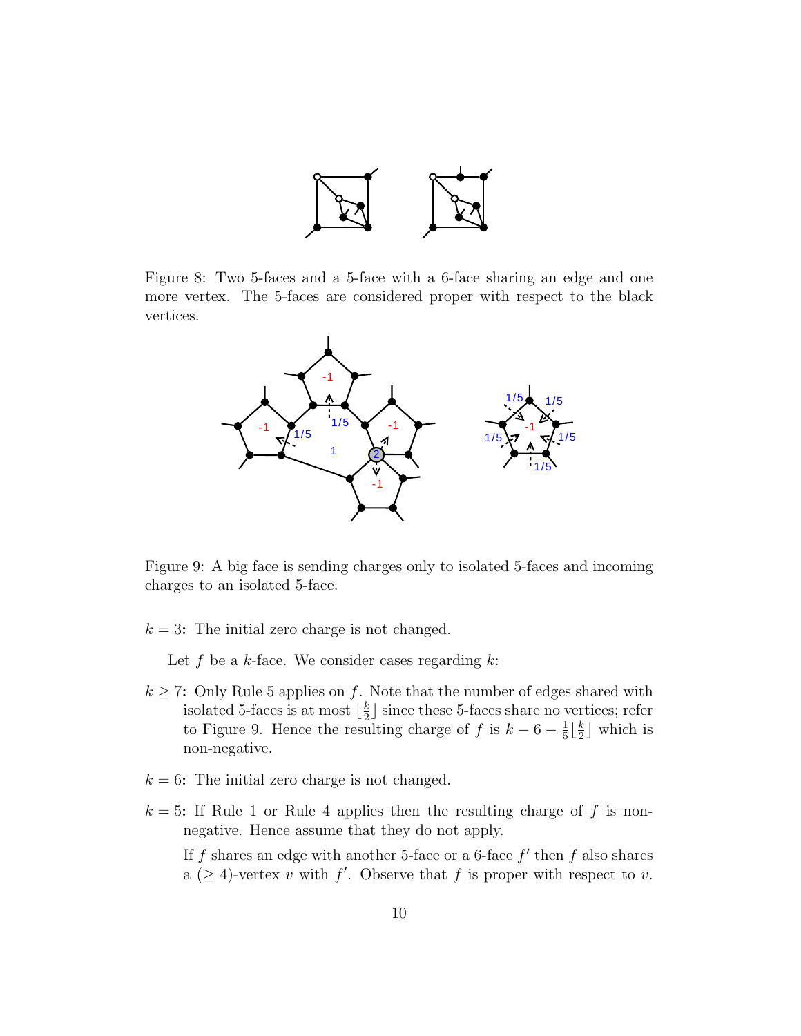Figure 8: Two 5-faces and a 5-face with a 6-face sharing an edge and one more vertex. The 5-faces are considered proper with respect to the black vertices.

Figure 9: A big face is sending charges only to isolated 5-faces and incoming charges to an isolated 5-face.

**$k = 3$:** The initial zero charge is not changed.

Let $f$ be a $k$-face. We consider cases regarding $k$:

**$k \geq 7$:** Only Rule 5 applies on $f$. Note that the number of edges shared with isolated 5-faces is at most $\lfloor \frac{k}{2} \rfloor$ since these 5-faces share no vertices; refer to Figure 9. Hence the resulting charge of $f$ is $k - 6 - \frac{1}{5}\lfloor \frac{k}{2} \rfloor$ which is non-negative.

**$k = 6$:** The initial zero charge is not changed.

**$k = 5$:** If Rule 1 or Rule 4 applies then the resulting charge of $f$ is non-negative. Hence assume that they do not apply.

If $f$ shares an edge with another 5-face or a 6-face $f'$ then $f$ also shares a $(\geq 4)$-vertex $v$ with $f'$. Observe that $f$ is proper with respect to $v$.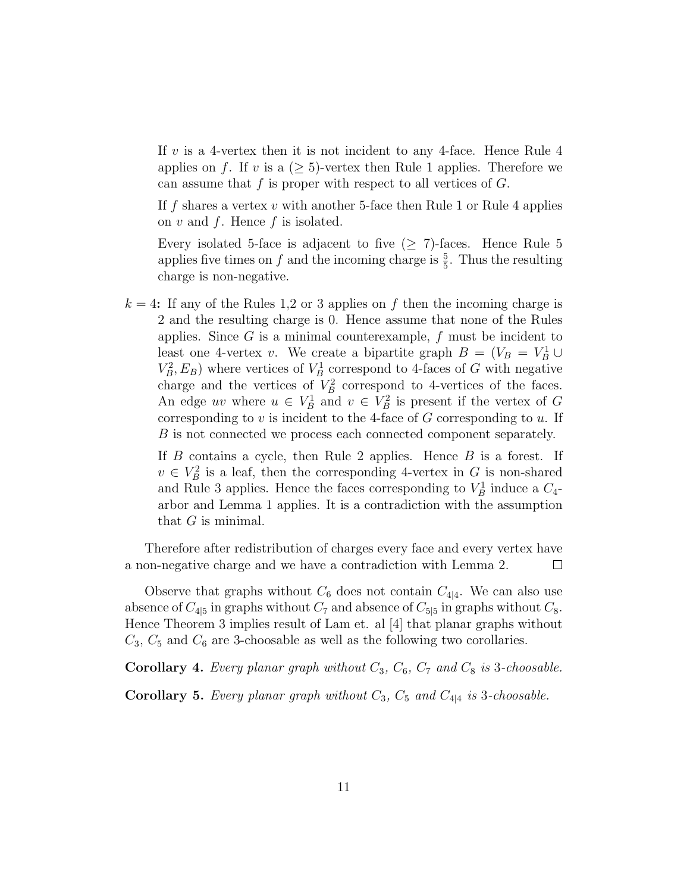If $v$ is a 4-vertex then it is not incident to any 4-face. Hence Rule 4 applies on $f$. If $v$ is a ($\geq 5$)-vertex then Rule 1 applies. Therefore we can assume that $f$ is proper with respect to all vertices of $G$.

If $f$ shares a vertex $v$ with another 5-face then Rule 1 or Rule 4 applies on $v$ and $f$. Hence $f$ is isolated.

Every isolated 5-face is adjacent to five ($\geq 7$)-faces. Hence Rule 5 applies five times on $f$ and the incoming charge is $\frac{5}{5}$. Thus the resulting charge is non-negative.

**$k = 4$:** If any of the Rules 1,2 or 3 applies on $f$ then the incoming charge is 2 and the resulting charge is 0. Hence assume that none of the Rules applies. Since $G$ is a minimal counterexample, $f$ must be incident to least one 4-vertex $v$. We create a bipartite graph $B = (V_B = V_B^1 \cup V_B^2, E_B)$ where vertices of $V_B^1$ correspond to 4-faces of $G$ with negative charge and the vertices of $V_B^2$ correspond to 4-vertices of the faces. An edge $uv$ where $u \in V_B^1$ and $v \in V_B^2$ is present if the vertex of $G$ corresponding to $v$ is incident to the 4-face of $G$ corresponding to $u$. If $B$ is not connected we process each connected component separately.

If $B$ contains a cycle, then Rule 2 applies. Hence $B$ is a forest. If $v \in V_B^2$ is a leaf, then the corresponding 4-vertex in $G$ is non-shared and Rule 3 applies. Hence the faces corresponding to $V_B^1$ induce a $C_4$-arbor and Lemma 1 applies. It is a contradiction with the assumption that $G$ is minimal.

Therefore after redistribution of charges every face and every vertex have a non-negative charge and we have a contradiction with Lemma 2. $\square$

Observe that graphs without $C_6$ does not contain $C_{4|4}$. We can also use absence of $C_{4|5}$ in graphs without $C_7$ and absence of $C_{5|5}$ in graphs without $C_8$. Hence Theorem 3 implies result of Lam et. al [4] that planar graphs without $C_3$, $C_5$ and $C_6$ are 3-choosable as well as the following two corollaries.

**Corollary 4.** *Every planar graph without $C_3$, $C_6$, $C_7$ and $C_8$ is 3-choosable.*

**Corollary 5.** *Every planar graph without $C_3$, $C_5$ and $C_{4|4}$ is 3-choosable.*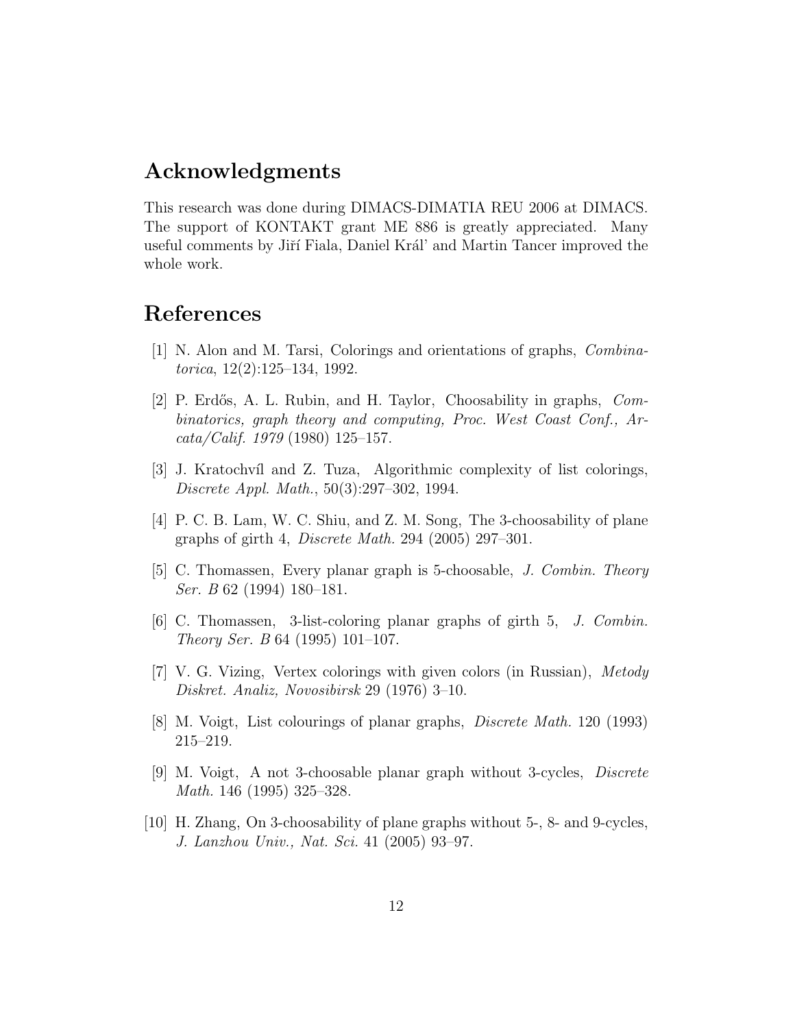## Acknowledgments

This research was done during DIMACS-DIMATIA REU 2006 at DIMACS. The support of KONTAKT grant ME 886 is greatly appreciated. Many useful comments by Jiří Fiala, Daniel Kráľ and Martin Tancer improved the whole work.

## References

[1] N. Alon and M. Tarsi, Colorings and orientations of graphs, *Combinatorica*, 12(2):125–134, 1992.

[2] P. Erdős, A. L. Rubin, and H. Taylor, Choosability in graphs, *Combinatorics, graph theory and computing, Proc. West Coast Conf., Arcata/Calif. 1979* (1980) 125–157.

[3] J. Kratochvíl and Z. Tuza, Algorithmic complexity of list colorings, *Discrete Appl. Math.*, 50(3):297–302, 1994.

[4] P. C. B. Lam, W. C. Shiu, and Z. M. Song, The 3-choosability of plane graphs of girth 4, *Discrete Math.* 294 (2005) 297–301.

[5] C. Thomassen, Every planar graph is 5-choosable, *J. Combin. Theory Ser. B* 62 (1994) 180–181.

[6] C. Thomassen, 3-list-coloring planar graphs of girth 5, *J. Combin. Theory Ser. B* 64 (1995) 101–107.

[7] V. G. Vizing, Vertex colorings with given colors (in Russian), *Metody Diskret. Analiz, Novosibirsk* 29 (1976) 3–10.

[8] M. Voigt, List colourings of planar graphs, *Discrete Math.* 120 (1993) 215–219.

[9] M. Voigt, A not 3-choosable planar graph without 3-cycles, *Discrete Math.* 146 (1995) 325–328.

[10] H. Zhang, On 3-choosability of plane graphs without 5-, 8- and 9-cycles, *J. Lanzhou Univ., Nat. Sci.* 41 (2005) 93–97.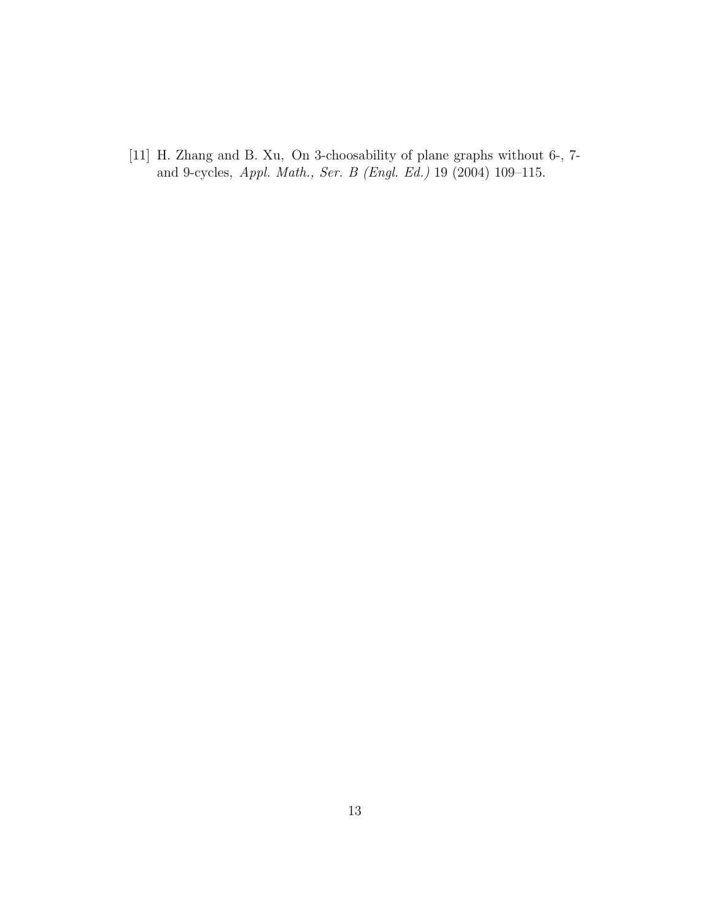[11] H. Zhang and B. Xu, On 3-choosability of plane graphs without 6-, 7- and 9-cycles, *Appl. Math., Ser. B (Engl. Ed.)* 19 (2004) 109–115.